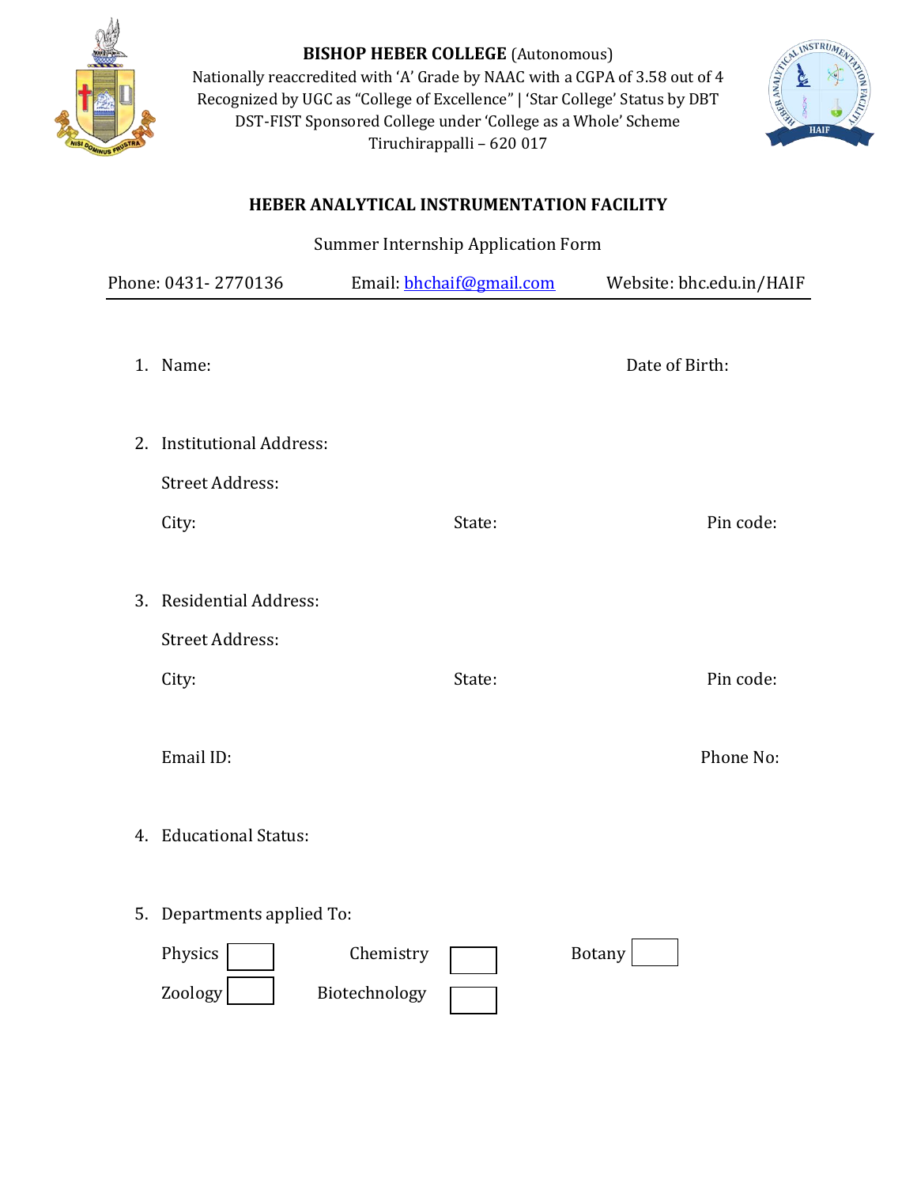**BISHOP HEBER COLLEGE** (Autonomous)

Nationally reaccredited with 'A' Grade by NAAC with a CGPA of 3.58 out of 4

Recognized by UGC as "College of Excellence" | 'Star College' Status by DBT

DST-FIST Sponsored College under 'College as a Whole' Scheme

Tiruchirappalli – 620 017

## HEBER ANALYTICAL INSTRUMENTATION FACILITY

Summer Internship Application Form

Phone: 0431- 2770136 Email: bhchaif@gmail.com Website: bhc.edu.in/HAIF

---

1. Name: Date of Birth:

2. Institutional Address:

   Street Address:

   City: State: Pin code:

3. Residential Address:

   Street Address:

   City: State: Pin code:

   Email ID: Phone No:

4. Educational Status:

5. Departments applied To:

   Physics ☐ Chemistry ☐ Botany ☐

   Zoology ☐ Biotechnology ☐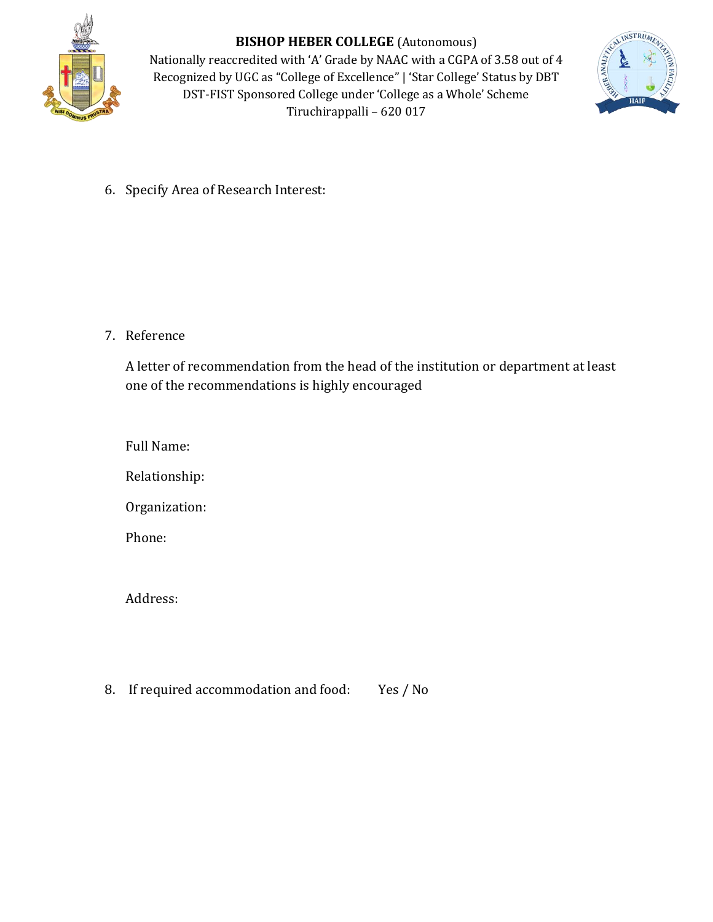6. Specify Area of Research Interest:

7. Reference

   A letter of recommendation from the head of the institution or department at least one of the recommendations is highly encouraged

   Full Name:

   Relationship:

   Organization:

   Phone:

   Address:

8. If required accommodation and food: Yes / No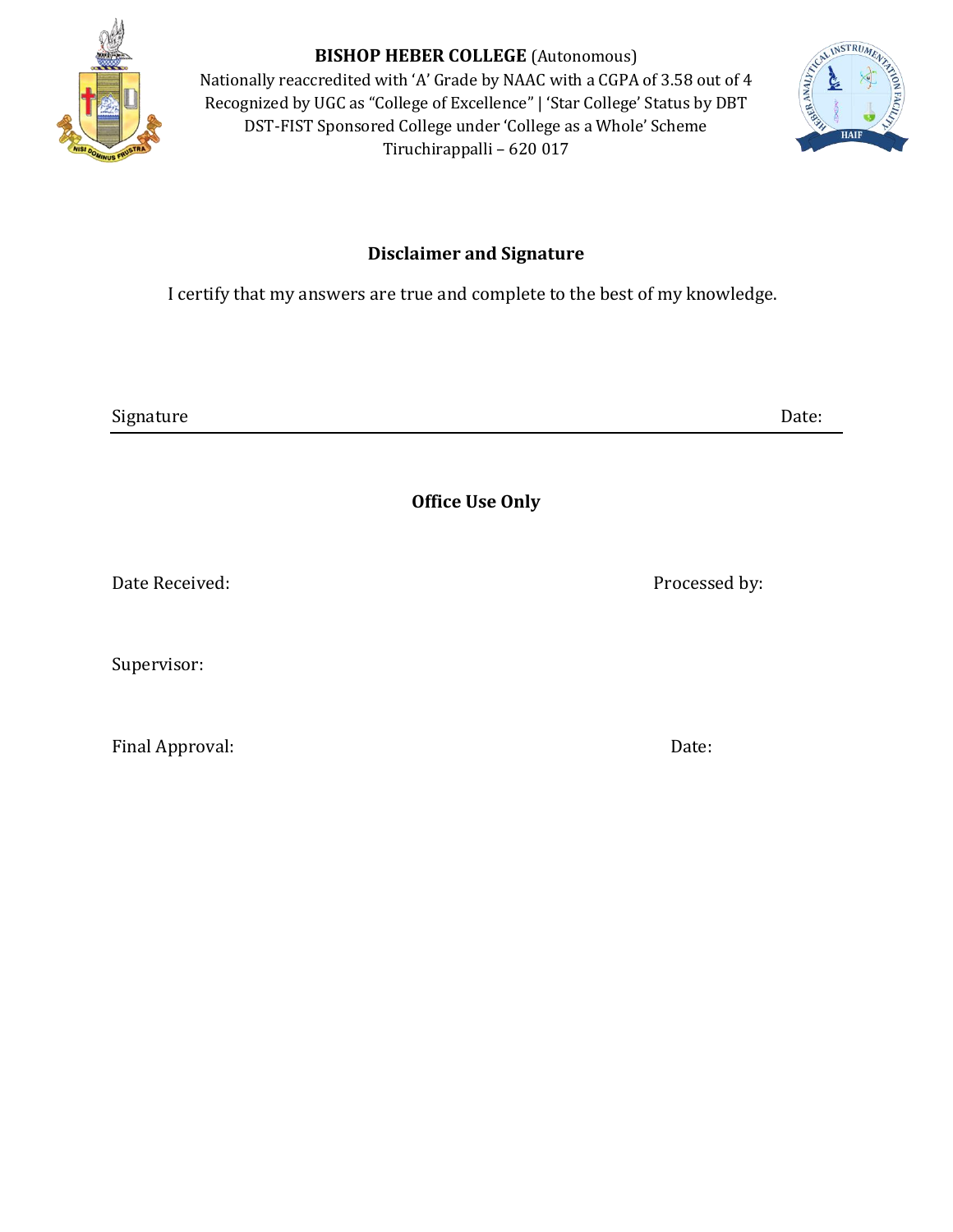**BISHOP HEBER COLLEGE** (Autonomous)
Nationally reaccredited with 'A' Grade by NAAC with a CGPA of 3.58 out of 4
Recognized by UGC as "College of Excellence" | 'Star College' Status by DBT
DST-FIST Sponsored College under 'College as a Whole' Scheme
Tiruchirappalli – 620 017

## Disclaimer and Signature

I certify that my answers are true and complete to the best of my knowledge.

Signature &nbsp;&nbsp;&nbsp;&nbsp;&nbsp;&nbsp;&nbsp;&nbsp;&nbsp;&nbsp;&nbsp;&nbsp;&nbsp;&nbsp;&nbsp;&nbsp;&nbsp;&nbsp;&nbsp;&nbsp;&nbsp;&nbsp;&nbsp;&nbsp; Date:

## Office Use Only

Date Received: &nbsp;&nbsp;&nbsp;&nbsp;&nbsp;&nbsp;&nbsp;&nbsp;&nbsp;&nbsp;&nbsp;&nbsp;&nbsp;&nbsp;&nbsp;&nbsp; Processed by:

Supervisor:

Final Approval: &nbsp;&nbsp;&nbsp;&nbsp;&nbsp;&nbsp;&nbsp;&nbsp;&nbsp;&nbsp;&nbsp;&nbsp;&nbsp;&nbsp;&nbsp;&nbsp; Date: